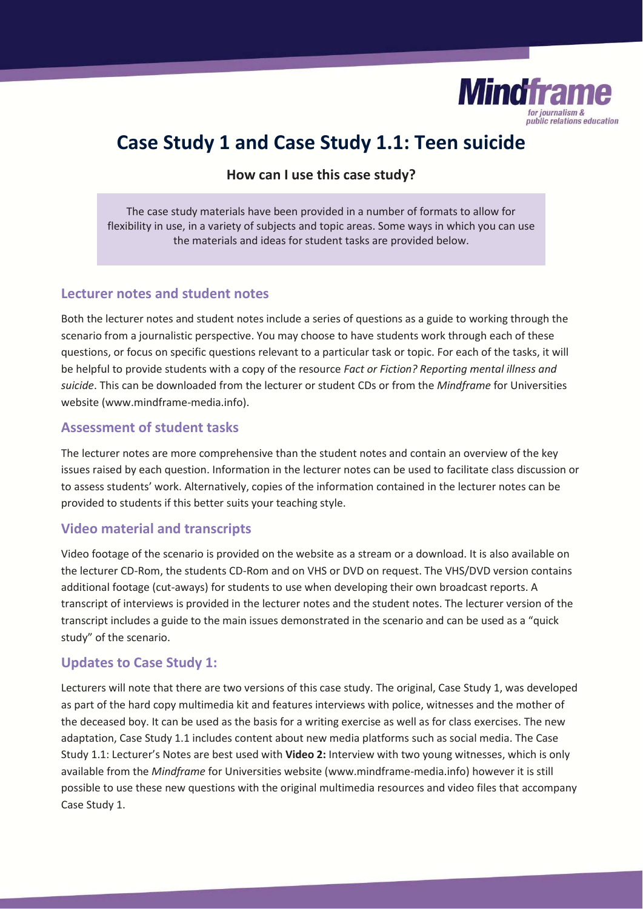# Case Study 1 and Case Study 1.1: Teen suicide

### How can I use this case study?

The case study materials have been provided in a number of formats to allow for flexibility in use, in a variety of subjects and topic areas. Some ways in which you can use the materials and ideas for student tasks are provided below.

## Lecturer notes and student notes

Both the lecturer notes and student notes include a series of questions as a guide to working through the scenario from a journalistic perspective. You may choose to have students work through each of these questions, or focus on specific questions relevant to a particular task or topic. For each of the tasks, it will be helpful to provide students with a copy of the resource *Fact or Fiction? Reporting mental illness and suicide*. This can be downloaded from the lecturer or student CDs or from the *Mindframe* for Universities website (www.mindframe-media.info).

## Assessment of student tasks

The lecturer notes are more comprehensive than the student notes and contain an overview of the key issues raised by each question. Information in the lecturer notes can be used to facilitate class discussion or to assess students' work. Alternatively, copies of the information contained in the lecturer notes can be provided to students if this better suits your teaching style.

## Video material and transcripts

Video footage of the scenario is provided on the website as a stream or a download. It is also available on the lecturer CD-Rom, the students CD-Rom and on VHS or DVD on request. The VHS/DVD version contains additional footage (cut-aways) for students to use when developing their own broadcast reports. A transcript of interviews is provided in the lecturer notes and the student notes. The lecturer version of the transcript includes a guide to the main issues demonstrated in the scenario and can be used as a "quick study" of the scenario.

## Updates to Case Study 1:

Lecturers will note that there are two versions of this case study. The original, Case Study 1, was developed as part of the hard copy multimedia kit and features interviews with police, witnesses and the mother of the deceased boy. It can be used as the basis for a writing exercise as well as for class exercises. The new adaptation, Case Study 1.1 includes content about new media platforms such as social media. The Case Study 1.1: Lecturer's Notes are best used with **Video 2:** Interview with two young witnesses, which is only available from the *Mindframe* for Universities website (www.mindframe-media.info) however it is still possible to use these new questions with the original multimedia resources and video files that accompany Case Study 1.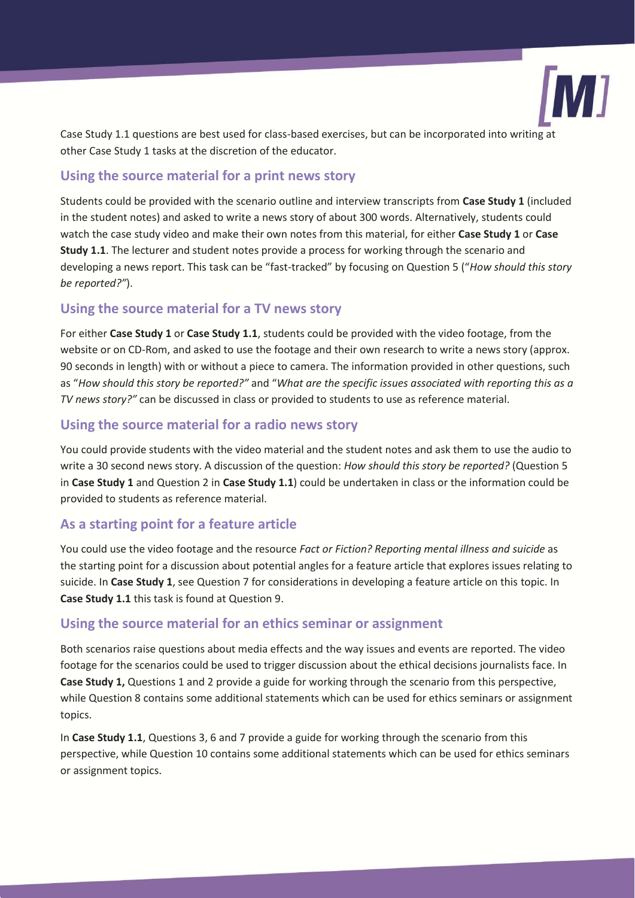Case Study 1.1 questions are best used for class-based exercises, but can be incorporated into writing at other Case Study 1 tasks at the discretion of the educator.

## Using the source material for a print news story

Students could be provided with the scenario outline and interview transcripts from **Case Study 1** (included in the student notes) and asked to write a news story of about 300 words. Alternatively, students could watch the case study video and make their own notes from this material, for either **Case Study 1** or **Case Study 1.1**. The lecturer and student notes provide a process for working through the scenario and developing a news report. This task can be "fast-tracked" by focusing on Question 5 ("*How should this story be reported?"*).

## Using the source material for a TV news story

For either **Case Study 1** or **Case Study 1.1**, students could be provided with the video footage, from the website or on CD-Rom, and asked to use the footage and their own research to write a news story (approx. 90 seconds in length) with or without a piece to camera. The information provided in other questions, such as "*How should this story be reported?"* and "*What are the specific issues associated with reporting this as a TV news story?"* can be discussed in class or provided to students to use as reference material.

## Using the source material for a radio news story

You could provide students with the video material and the student notes and ask them to use the audio to write a 30 second news story. A discussion of the question: *How should this story be reported?* (Question 5 in **Case Study 1** and Question 2 in **Case Study 1.1**) could be undertaken in class or the information could be provided to students as reference material.

## As a starting point for a feature article

You could use the video footage and the resource *Fact or Fiction? Reporting mental illness and suicide* as the starting point for a discussion about potential angles for a feature article that explores issues relating to suicide. In **Case Study 1**, see Question 7 for considerations in developing a feature article on this topic. In **Case Study 1.1** this task is found at Question 9.

## Using the source material for an ethics seminar or assignment

Both scenarios raise questions about media effects and the way issues and events are reported. The video footage for the scenarios could be used to trigger discussion about the ethical decisions journalists face. In **Case Study 1,** Questions 1 and 2 provide a guide for working through the scenario from this perspective, while Question 8 contains some additional statements which can be used for ethics seminars or assignment topics.

In **Case Study 1.1**, Questions 3, 6 and 7 provide a guide for working through the scenario from this perspective, while Question 10 contains some additional statements which can be used for ethics seminars or assignment topics.